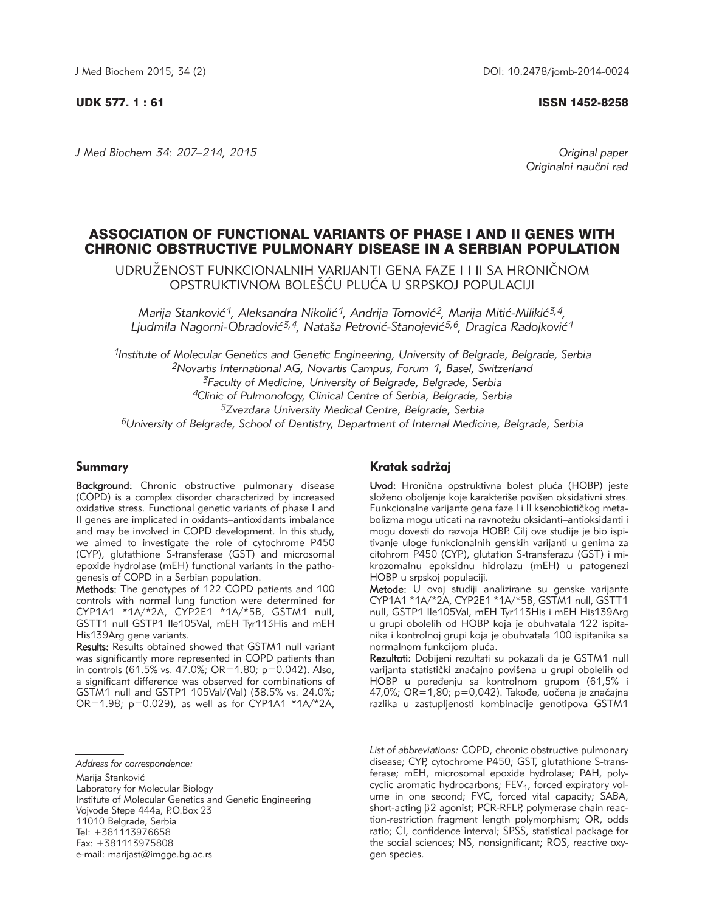UDK 577. 1 : 61

ISSN 1452-8258

*Original paper*
*Originalni naučni rad*

# ASSOCIATION OF FUNCTIONAL VARIANTS OF PHASE I AND II GENES WITH CHRONIC OBSTRUCTIVE PULMONARY DISEASE IN A SERBIAN POPULATION

## UDRUŽENOST FUNKCIONALNIH VARIJANTI GENA FAZE I I II SA HRONIČNOM OPSTRUKTIVNOM BOLEŠĆU PLUĆA U SRPSKOJ POPULACIJI

*Marija Stanković[1], Aleksandra Nikolić[1], Andrija Tomović[2], Marija Mitić-Milikić[3,4], Ljudmila Nagorni-Obradović[3,4], Nataša Petrović-Stanojević[5,6], Dragica Radojković[1]*

*[1]Institute of Molecular Genetics and Genetic Engineering, University of Belgrade, Belgrade, Serbia*
*[2]Novartis International AG, Novartis Campus, Forum 1, Basel, Switzerland*
*[3]Faculty of Medicine, University of Belgrade, Belgrade, Serbia*
*[4]Clinic of Pulmonology, Clinical Centre of Serbia, Belgrade, Serbia*
*[5]Zvezdara University Medical Centre, Belgrade, Serbia*
*[6]University of Belgrade, School of Dentistry, Department of Internal Medicine, Belgrade, Serbia*

### Summary

**Background:** Chronic obstructive pulmonary disease (COPD) is a complex disorder characterized by increased oxidative stress. Functional genetic variants of phase I and II genes are implicated in oxidants–antioxidants imbalance and may be involved in COPD development. In this study, we aimed to investigate the role of cytochrome P450 (CYP), glutathione S-transferase (GST) and microsomal epoxide hydrolase (mEH) functional variants in the pathogenesis of COPD in a Serbian population.

**Methods:** The genotypes of 122 COPD patients and 100 controls with normal lung function were determined for CYP1A1 *1A/*2A, CYP2E1 *1A/*5B, GSTM1 null, GSTT1 null GSTP1 Ile105Val, mEH Tyr113His and mEH His139Arg gene variants.

**Results:** Results obtained showed that GSTM1 null variant was significantly more represented in COPD patients than in controls (61.5% vs. 47.0%; OR=1.80; p=0.042). Also, a significant difference was observed for combinations of GSTM1 null and GSTP1 105Val/(Val) (38.5% vs. 24.0%; OR=1.98; p=0.029), as well as for CYP1A1 *1A/*2A,

### Kratak sadržaj

**Uvod:** Hronična opstruktivna bolest pluća (HOBP) jeste složeno oboljenje koje karakteriše povišen oksidativni stres. Funkcionalne varijante gena faze I i II ksenobiotičkog metabolizma mogu uticati na ravnotežu oksidanti–antioksidanti i mogu dovesti do razvoja HOBP. Cilj ove studije je bio ispitivanje uloge funkcionalnih genskih varijanti u genima za citohrom P450 (CYP), glutation S-transferazu (GST) i mikrozomalnu epoksidnu hidrolazu (mEH) u patogenezi HOBP u srpskoj populaciji.

**Metode:** U ovoj studiji analizirane su genske varijante CYP1A1 *1A/*2A, CYP2E1 *1A/*5B, GSTM1 null, GSTT1 null, GSTP1 Ile105Val, mEH Tyr113His i mEH His139Arg u grupi obolelih od HOBP koja je obuhvatala 122 ispitanika i kontrolnoj grupi koja je obuhvatala 100 ispitanika sa normalnom funkcijom pluća.

**Rezultati:** Dobijeni rezultati su pokazali da je GSTM1 null varijanta statistički značajno povišena u grupi obolelih od HOBP u poređenju sa kontrolnom grupom (61,5% i 47,0%; OR=1,80; p=0,042). Takođe, uočena je značajna razlika u zastupljenosti kombinacije genotipova GSTM1

---

*Address for correspondence:*

Marija Stanković
Laboratory for Molecular Biology
Institute of Molecular Genetics and Genetic Engineering
Vojvode Stepe 444a, P.O.Box 23
11010 Belgrade, Serbia
Tel: +381113976658
Fax: +381113975808
e-mail: marijast@imgge.bg.ac.rs

*List of abbreviations:* COPD, chronic obstructive pulmonary disease; CYP, cytochrome P450; GST, glutathione S-transferase; mEH, microsomal epoxide hydrolase; PAH, polycyclic aromatic hydrocarbons; $FEV_1$, forced expiratory volume in one second; FVC, forced vital capacity; SABA, short-acting β2 agonist; PCR-RFLP, polymerase chain reaction-restriction fragment length polymorphism; OR, odds ratio; CI, confidence interval; SPSS, statistical package for the social sciences; NS, nonsignificant; ROS, reactive oxygen species.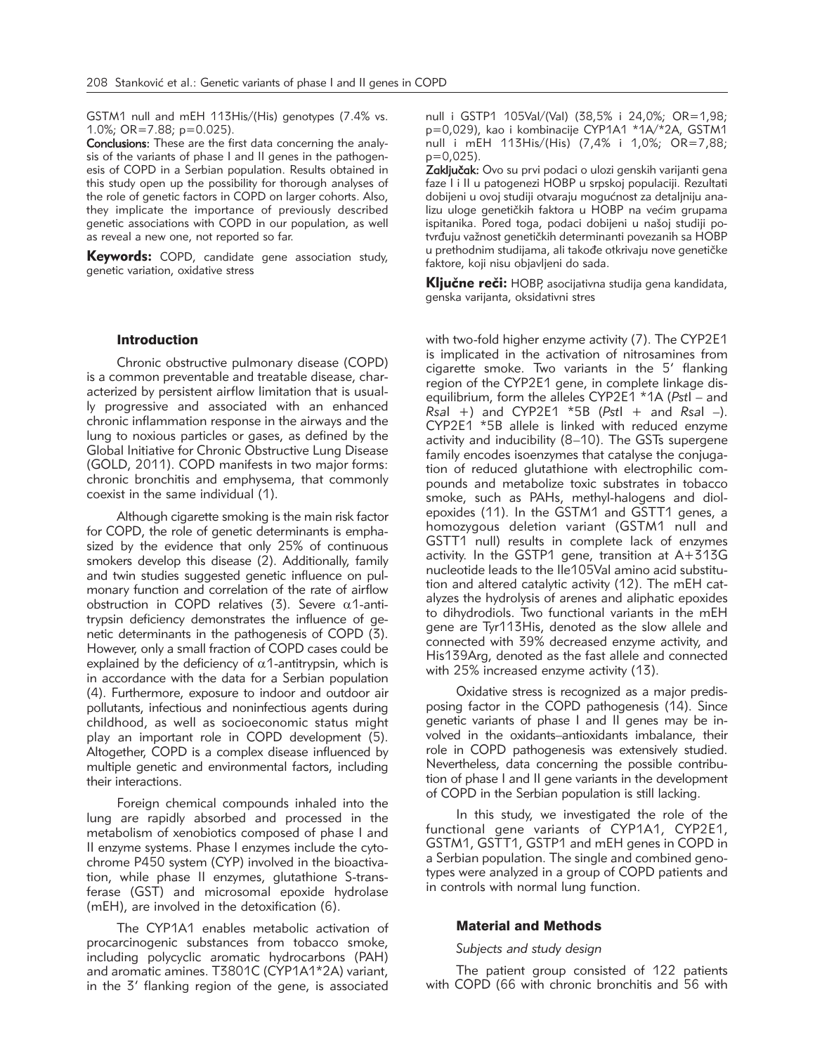GSTM1 null and mEH 113His/(His) genotypes (7.4% vs. 1.0%; OR=7.88; p=0.025).

**Conclusions:** These are the first data concerning the analysis of the variants of phase I and II genes in the pathogenesis of COPD in a Serbian population. Results obtained in this study open up the possibility for thorough analyses of the role of genetic factors in COPD on larger cohorts. Also, they implicate the importance of previously described genetic associations with COPD in our population, as well as reveal a new one, not reported so far.

**Keywords:** COPD, candidate gene association study, genetic variation, oxidative stress

null i GSTP1 105Val/(Val) (38,5% i 24,0%; OR=1,98; p=0,029), kao i kombinacije CYP1A1 *1A/*2A, GSTM1 null i mEH 113His/(His) (7,4% i 1,0%; OR=7,88; p=0,025).

**Zaključak:** Ovo su prvi podaci o ulozi genskih varijanti gena faze I i II u patogenezi HOBP u srpskoj populaciji. Rezultati dobijeni u ovoj studiji otvaraju mogućnost za detaljniju analizu uloge genetičkih faktora u HOBP na većim grupama ispitanika. Pored toga, podaci dobijeni u našoj studiji potvrđuju važnost genetičkih determinanti povezanih sa HOBP u prethodnim studijama, ali takođe otkrivaju nove genetičke faktore, koji nisu objavljeni do sada.

**Ključne reči:** HOBP, asocijativna studija gena kandidata, genska varijanta, oksidativni stres

## Introduction

Chronic obstructive pulmonary disease (COPD) is a common preventable and treatable disease, characterized by persistent airflow limitation that is usually progressive and associated with an enhanced chronic inflammation response in the airways and the lung to noxious particles or gases, as defined by the Global Initiative for Chronic Obstructive Lung Disease (GOLD, 2011). COPD manifests in two major forms: chronic bronchitis and emphysema, that commonly coexist in the same individual (1).

Although cigarette smoking is the main risk factor for COPD, the role of genetic determinants is emphasized by the evidence that only 25% of continuous smokers develop this disease (2). Additionally, family and twin studies suggested genetic influence on pulmonary function and correlation of the rate of airflow obstruction in COPD relatives (3). Severe $\alpha$1-antitrypsin deficiency demonstrates the influence of genetic determinants in the pathogenesis of COPD (3). However, only a small fraction of COPD cases could be explained by the deficiency of $\alpha$1-antitrypsin, which is in accordance with the data for a Serbian population (4). Furthermore, exposure to indoor and outdoor air pollutants, infectious and noninfectious agents during childhood, as well as socioeconomic status might play an important role in COPD development (5). Altogether, COPD is a complex disease influenced by multiple genetic and environmental factors, including their interactions.

Foreign chemical compounds inhaled into the lung are rapidly absorbed and processed in the metabolism of xenobiotics composed of phase I and II enzyme systems. Phase I enzymes include the cytochrome P450 system (CYP) involved in the bioactivation, while phase II enzymes, glutathione S-transferase (GST) and microsomal epoxide hydrolase (mEH), are involved in the detoxification (6).

The CYP1A1 enables metabolic activation of procarcinogenic substances from tobacco smoke, including polycyclic aromatic hydrocarbons (PAH) and aromatic amines. T3801C (CYP1A1*2A) variant, in the 3' flanking region of the gene, is associated with two-fold higher enzyme activity (7). The CYP2E1 is implicated in the activation of nitrosamines from cigarette smoke. Two variants in the 5' flanking region of the CYP2E1 gene, in complete linkage disequilibrium, form the alleles CYP2E1 *1A (*Pst*I – and *Rsa*I +) and CYP2E1 *5B (*Pst*I + and *Rsa*I –). CYP2E1 *5B allele is linked with reduced enzyme activity and inducibility (8–10). The GSTs supergene family encodes isoenzymes that catalyse the conjugation of reduced glutathione with electrophilic compounds and metabolize toxic substrates in tobacco smoke, such as PAHs, methyl-halogens and diol-epoxides (11). In the GSTM1 and GSTT1 genes, a homozygous deletion variant (GSTM1 null and GSTT1 null) results in complete lack of enzymes activity. In the GSTP1 gene, transition at A+313G nucleotide leads to the Ile105Val amino acid substitution and altered catalytic activity (12). The mEH catalyzes the hydrolysis of arenes and aliphatic epoxides to dihydrodiols. Two functional variants in the mEH gene are Tyr113His, denoted as the slow allele and connected with 39% decreased enzyme activity, and His139Arg, denoted as the fast allele and connected with 25% increased enzyme activity (13).

Oxidative stress is recognized as a major predisposing factor in the COPD pathogenesis (14). Since genetic variants of phase I and II genes may be involved in the oxidants–antioxidants imbalance, their role in COPD pathogenesis was extensively studied. Nevertheless, data concerning the possible contribution of phase I and II gene variants in the development of COPD in the Serbian population is still lacking.

In this study, we investigated the role of the functional gene variants of CYP1A1, CYP2E1, GSTM1, GSTT1, GSTP1 and mEH genes in COPD in a Serbian population. The single and combined genotypes were analyzed in a group of COPD patients and in controls with normal lung function.

## Material and Methods

### *Subjects and study design*

The patient group consisted of 122 patients with COPD (66 with chronic bronchitis and 56 with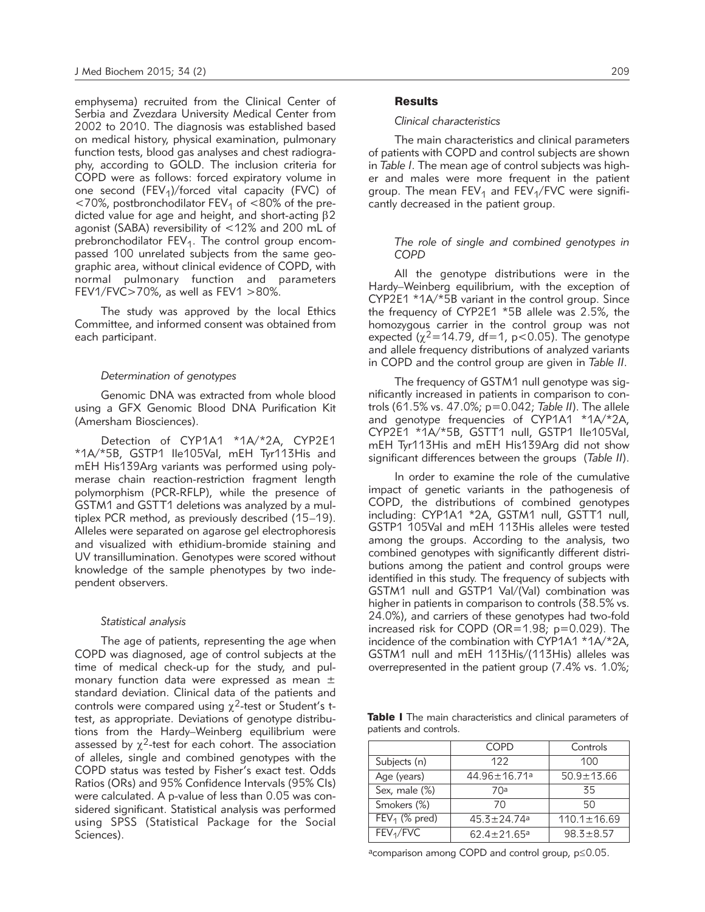emphysema) recruited from the Clinical Center of Serbia and Zvezdara University Medical Center from 2002 to 2010. The diagnosis was established based on medical history, physical examination, pulmonary function tests, blood gas analyses and chest radiography, according to GOLD. The inclusion criteria for COPD were as follows: forced expiratory volume in one second ($FEV_1$)/forced vital capacity (FVC) of <70%, postbronchodilator $FEV_1$ of <80% of the predicted value for age and height, and short-acting $\beta 2$ agonist (SABA) reversibility of <12% and 200 mL of prebronchodilator $FEV_1$. The control group encompassed 100 unrelated subjects from the same geographic area, without clinical evidence of COPD, with normal pulmonary function and parameters FEV1/FVC>70%, as well as FEV1 >80%.

The study was approved by the local Ethics Committee, and informed consent was obtained from each participant.

### *Determination of genotypes*

Genomic DNA was extracted from whole blood using a GFX Genomic Blood DNA Purification Kit (Amersham Biosciences).

Detection of CYP1A1 *1A/*2A, CYP2E1 *1A/*5B, GSTP1 Ile105Val, mEH Tyr113His and mEH His139Arg variants was performed using polymerase chain reaction-restriction fragment length polymorphism (PCR-RFLP), while the presence of GSTM1 and GSTT1 deletions was analyzed by a multiplex PCR method, as previously described (15–19). Alleles were separated on agarose gel electrophoresis and visualized with ethidium-bromide staining and UV transillumination. Genotypes were scored without knowledge of the sample phenotypes by two independent observers.

### *Statistical analysis*

The age of patients, representing the age when COPD was diagnosed, age of control subjects at the time of medical check-up for the study, and pulmonary function data were expressed as mean ± standard deviation. Clinical data of the patients and controls were compared using $\chi^2$-test or Student's t-test, as appropriate. Deviations of genotype distributions from the Hardy–Weinberg equilibrium were assessed by $\chi^2$-test for each cohort. The association of alleles, single and combined genotypes with the COPD status was tested by Fisher's exact test. Odds Ratios (ORs) and 95% Confidence Intervals (95% CIs) were calculated. A p-value of less than 0.05 was considered significant. Statistical analysis was performed using SPSS (Statistical Package for the Social Sciences).

## Results

### *Clinical characteristics*

The main characteristics and clinical parameters of patients with COPD and control subjects are shown in *Table I*. The mean age of control subjects was higher and males were more frequent in the patient group. The mean $FEV_1$ and $FEV_1$/FVC were significantly decreased in the patient group.

### *The role of single and combined genotypes in COPD*

All the genotype distributions were in the Hardy–Weinberg equilibrium, with the exception of CYP2E1 *1A/*5B variant in the control group. Since the frequency of CYP2E1 *5B allele was 2.5%, the homozygous carrier in the control group was not expected ($\chi^2$=14.79, df=1, $p<0.05$). The genotype and allele frequency distributions of analyzed variants in COPD and the control group are given in *Table II*.

The frequency of GSTM1 null genotype was significantly increased in patients in comparison to controls (61.5% vs. 47.0%; p=0.042; *Table II*). The allele and genotype frequencies of CYP1A1 *1A/*2A, CYP2E1 *1A/*5B, GSTT1 null, GSTP1 Ile105Val, mEH Tyr113His and mEH His139Arg did not show significant differences between the groups (*Table II*).

In order to examine the role of the cumulative impact of genetic variants in the pathogenesis of COPD, the distributions of combined genotypes including: CYP1A1 *2A, GSTM1 null, GSTT1 null, GSTP1 105Val and mEH 113His alleles were tested among the groups. According to the analysis, two combined genotypes with significantly different distributions among the patient and control groups were identified in this study. The frequency of subjects with GSTM1 null and GSTP1 Val/(Val) combination was higher in patients in comparison to controls (38.5% vs. 24.0%), and carriers of these genotypes had two-fold increased risk for COPD (OR=1.98; p=0.029). The incidence of the combination with CYP1A1 *1A/*2A, GSTM1 null and mEH 113His/(113His) alleles was overrepresented in the patient group (7.4% vs. 1.0%;

**Table I** The main characteristics and clinical parameters of patients and controls.

| | COPD | Controls |
|---|---|---|
| Subjects (n) | 122 | 100 |
| Age (years) | 44.96±16.71[a] | 50.9±13.66 |
| Sex, male (%) | 70[a] | 35 |
| Smokers (%) | 70 | 50 |
| $FEV_1$ (% pred) | 45.3±24.74[a] | 110.1±16.69 |
| $FEV_1$/FVC | 62.4±21.65[a] | 98.3±8.57 |

[a]comparison among COPD and control group, $p \leq 0.05$.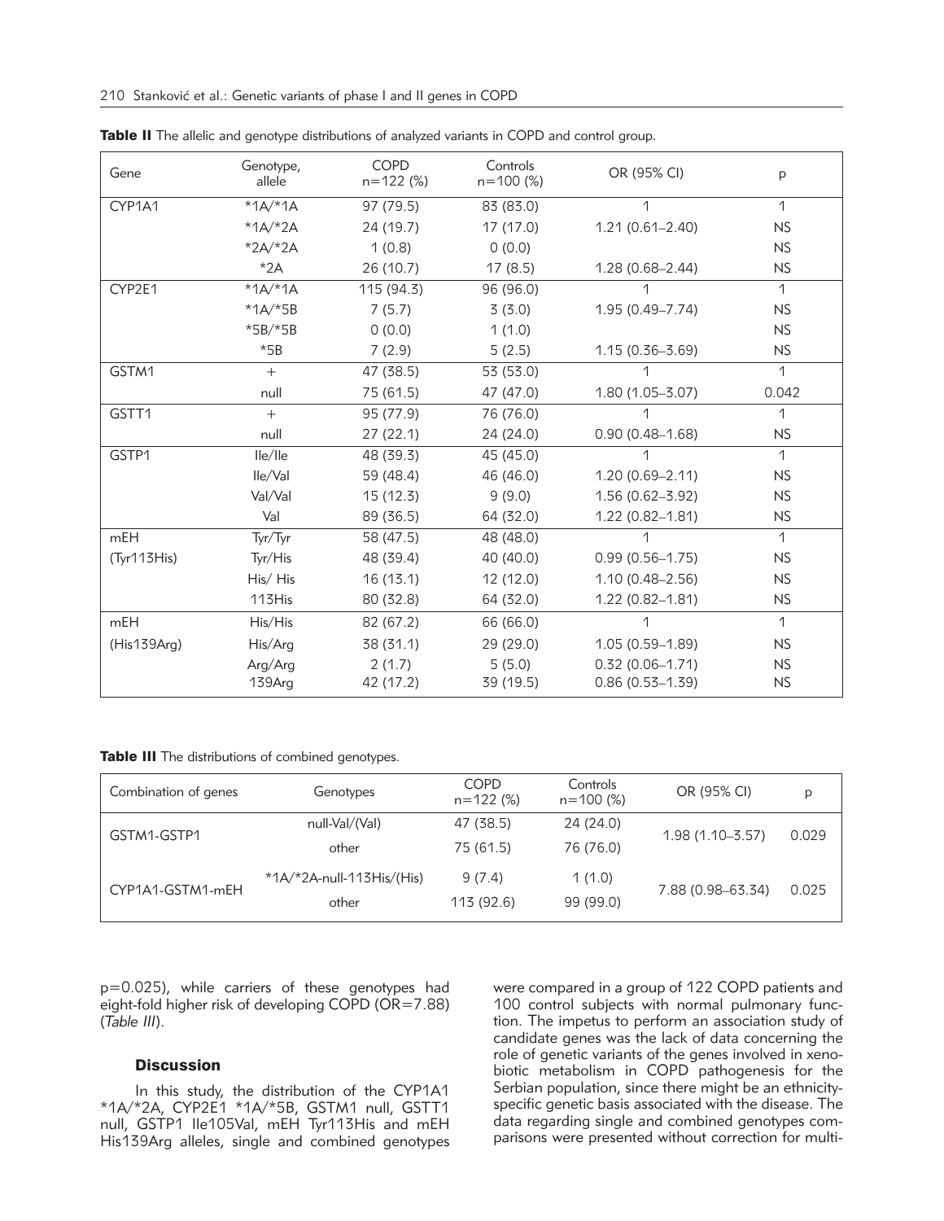**Table II** The allelic and genotype distributions of analyzed variants in COPD and control group.

| Gene | Genotype, allele | COPD n=122 (%) | Controls n=100 (%) | OR (95% CI) | p |
|---|---|---|---|---|---|
| CYP1A1 | *1A/*1A | 97 (79.5) | 83 (83.0) | 1 | 1 |
| | *1A/*2A | 24 (19.7) | 17 (17.0) | 1.21 (0.61–2.40) | NS |
| | *2A/*2A | 1 (0.8) | 0 (0.0) | | NS |
| | *2A | 26 (10.7) | 17 (8.5) | 1.28 (0.68–2.44) | NS |
| CYP2E1 | *1A/*1A | 115 (94.3) | 96 (96.0) | 1 | 1 |
| | *1A/*5B | 7 (5.7) | 3 (3.0) | 1.95 (0.49–7.74) | NS |
| | *5B/*5B | 0 (0.0) | 1 (1.0) | | NS |
| | *5B | 7 (2.9) | 5 (2.5) | 1.15 (0.36–3.69) | NS |
| GSTM1 | + | 47 (38.5) | 53 (53.0) | 1 | 1 |
| | null | 75 (61.5) | 47 (47.0) | 1.80 (1.05–3.07) | 0.042 |
| GSTT1 | + | 95 (77.9) | 76 (76.0) | 1 | 1 |
| | null | 27 (22.1) | 24 (24.0) | 0.90 (0.48–1.68) | NS |
| GSTP1 | Ile/Ile | 48 (39.3) | 45 (45.0) | 1 | 1 |
| | Ile/Val | 59 (48.4) | 46 (46.0) | 1.20 (0.69–2.11) | NS |
| | Val/Val | 15 (12.3) | 9 (9.0) | 1.56 (0.62–3.92) | NS |
| | Val | 89 (36.5) | 64 (32.0) | 1.22 (0.82–1.81) | NS |
| mEH (Tyr113His) | Tyr/Tyr | 58 (47.5) | 48 (48.0) | 1 | 1 |
| | Tyr/His | 48 (39.4) | 40 (40.0) | 0.99 (0.56–1.75) | NS |
| | His/ His | 16 (13.1) | 12 (12.0) | 1.10 (0.48–2.56) | NS |
| | 113His | 80 (32.8) | 64 (32.0) | 1.22 (0.82–1.81) | NS |
| mEH (His139Arg) | His/His | 82 (67.2) | 66 (66.0) | 1 | 1 |
| | His/Arg | 38 (31.1) | 29 (29.0) | 1.05 (0.59–1.89) | NS |
| | Arg/Arg | 2 (1.7) | 5 (5.0) | 0.32 (0.06–1.71) | NS |
| | 139Arg | 42 (17.2) | 39 (19.5) | 0.86 (0.53–1.39) | NS |

**Table III** The distributions of combined genotypes.

| Combination of genes | Genotypes | COPD n=122 (%) | Controls n=100 (%) | OR (95% CI) | p |
|---|---|---|---|---|---|
| GSTM1-GSTP1 | null-Val/(Val) | 47 (38.5) | 24 (24.0) | 1.98 (1.10–3.57) | 0.029 |
| | other | 75 (61.5) | 76 (76.0) | | |
| CYP1A1-GSTM1-mEH | *1A/*2A-null-113His/(His) | 9 (7.4) | 1 (1.0) | 7.88 (0.98–63.34) | 0.025 |
| | other | 113 (92.6) | 99 (99.0) | | |

p=0.025), while carriers of these genotypes had eight-fold higher risk of developing COPD (OR=7.88) (*Table III*).

## Discussion

In this study, the distribution of the CYP1A1 *1A/*2A, CYP2E1 *1A/*5B, GSTM1 null, GSTT1 null, GSTP1 Ile105Val, mEH Tyr113His and mEH His139Arg alleles, single and combined genotypes were compared in a group of 122 COPD patients and 100 control subjects with normal pulmonary function. The impetus to perform an association study of candidate genes was the lack of data concerning the role of genetic variants of the genes involved in xenobiotic metabolism in COPD pathogenesis for the Serbian population, since there might be an ethnicity-specific genetic basis associated with the disease. The data regarding single and combined genotypes comparisons were presented without correction for multi-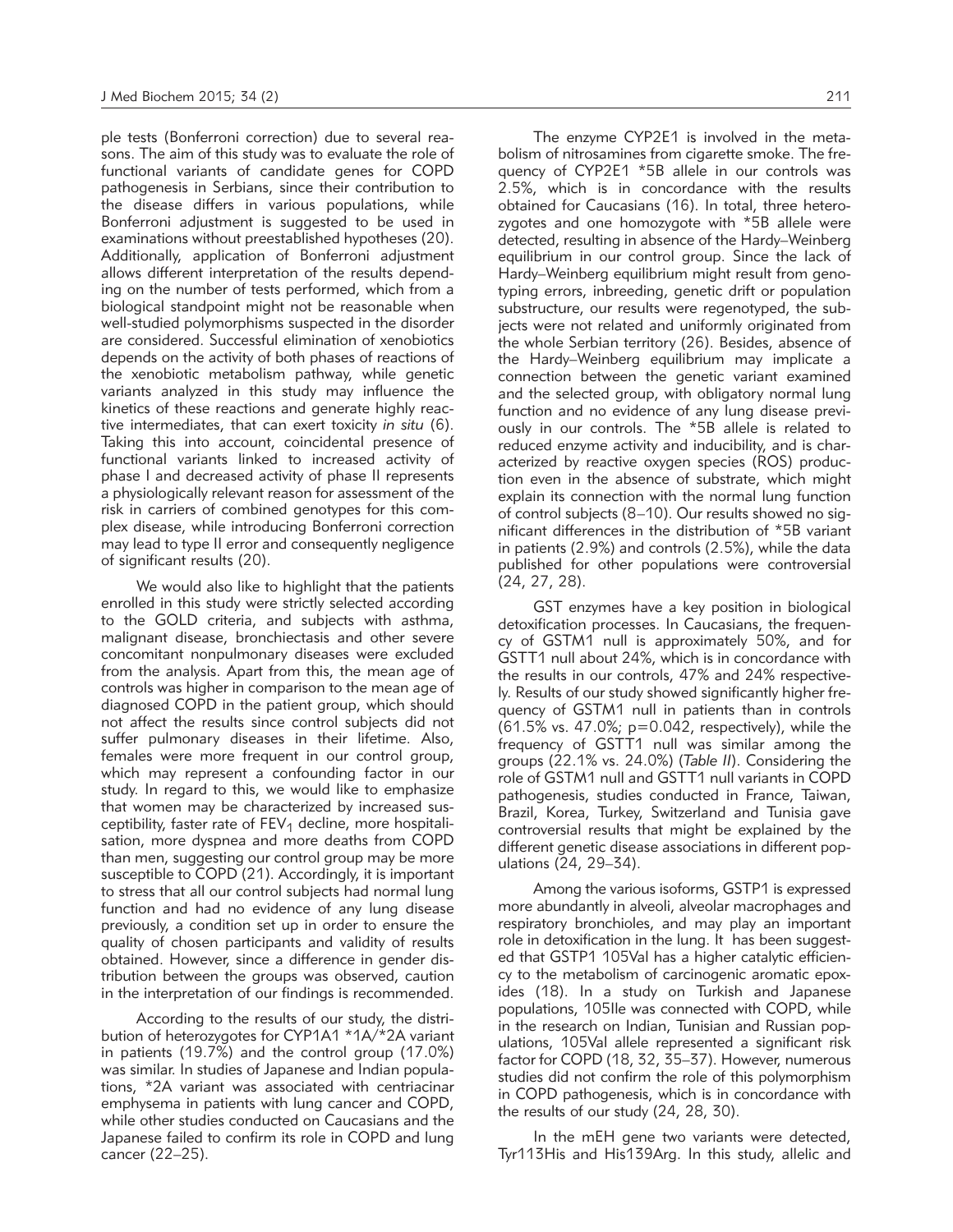ple tests (Bonferroni correction) due to several reasons. The aim of this study was to evaluate the role of functional variants of candidate genes for COPD pathogenesis in Serbians, since their contribution to the disease differs in various populations, while Bonferroni adjustment is suggested to be used in examinations without preestablished hypotheses (20). Additionally, application of Bonferroni adjustment allows different interpretation of the results depending on the number of tests performed, which from a biological standpoint might not be reasonable when well-studied polymorphisms suspected in the disorder are considered. Successful elimination of xenobiotics depends on the activity of both phases of reactions of the xenobiotic metabolism pathway, while genetic variants analyzed in this study may influence the kinetics of these reactions and generate highly reactive intermediates, that can exert toxicity *in situ* (6). Taking this into account, coincidental presence of functional variants linked to increased activity of phase I and decreased activity of phase II represents a physiologically relevant reason for assessment of the risk in carriers of combined genotypes for this complex disease, while introducing Bonferroni correction may lead to type II error and consequently negligence of significant results (20).

We would also like to highlight that the patients enrolled in this study were strictly selected according to the GOLD criteria, and subjects with asthma, malignant disease, bronchiectasis and other severe concomitant nonpulmonary diseases were excluded from the analysis. Apart from this, the mean age of controls was higher in comparison to the mean age of diagnosed COPD in the patient group, which should not affect the results since control subjects did not suffer pulmonary diseases in their lifetime. Also, females were more frequent in our control group, which may represent a confounding factor in our study. In regard to this, we would like to emphasize that women may be characterized by increased susceptibility, faster rate of $FEV_1$ decline, more hospitalisation, more dyspnea and more deaths from COPD than men, suggesting our control group may be more susceptible to COPD (21). Accordingly, it is important to stress that all our control subjects had normal lung function and had no evidence of any lung disease previously, a condition set up in order to ensure the quality of chosen participants and validity of results obtained. However, since a difference in gender distribution between the groups was observed, caution in the interpretation of our findings is recommended.

According to the results of our study, the distribution of heterozygotes for CYP1A1 *1A/*2A variant in patients (19.7%) and the control group (17.0%) was similar. In studies of Japanese and Indian populations, *2A variant was associated with centriacinar emphysema in patients with lung cancer and COPD, while other studies conducted on Caucasians and the Japanese failed to confirm its role in COPD and lung cancer (22–25).

The enzyme CYP2E1 is involved in the metabolism of nitrosamines from cigarette smoke. The frequency of CYP2E1 *5B allele in our controls was 2.5%, which is in concordance with the results obtained for Caucasians (16). In total, three heterozygotes and one homozygote with *5B allele were detected, resulting in absence of the Hardy–Weinberg equilibrium in our control group. Since the lack of Hardy–Weinberg equilibrium might result from genotyping errors, inbreeding, genetic drift or population substructure, our results were regenotyped, the subjects were not related and uniformly originated from the whole Serbian territory (26). Besides, absence of the Hardy–Weinberg equilibrium may implicate a connection between the genetic variant examined and the selected group, with obligatory normal lung function and no evidence of any lung disease previously in our controls. The *5B allele is related to reduced enzyme activity and inducibility, and is characterized by reactive oxygen species (ROS) production even in the absence of substrate, which might explain its connection with the normal lung function of control subjects (8–10). Our results showed no significant differences in the distribution of *5B variant in patients (2.9%) and controls (2.5%), while the data published for other populations were controversial (24, 27, 28).

GST enzymes have a key position in biological detoxification processes. In Caucasians, the frequency of GSTM1 null is approximately 50%, and for GSTT1 null about 24%, which is in concordance with the results in our controls, 47% and 24% respectively. Results of our study showed significantly higher frequency of GSTM1 null in patients than in controls (61.5% vs. 47.0%; $p=0.042$, respectively), while the frequency of GSTT1 null was similar among the groups (22.1% vs. 24.0%) (*Table II*). Considering the role of GSTM1 null and GSTT1 null variants in COPD pathogenesis, studies conducted in France, Taiwan, Brazil, Korea, Turkey, Switzerland and Tunisia gave controversial results that might be explained by the different genetic disease associations in different populations (24, 29–34).

Among the various isoforms, GSTP1 is expressed more abundantly in alveoli, alveolar macrophages and respiratory bronchioles, and may play an important role in detoxification in the lung. It has been suggested that GSTP1 105Val has a higher catalytic efficiency to the metabolism of carcinogenic aromatic epoxides (18). In a study on Turkish and Japanese populations, 105Ile was connected with COPD, while in the research on Indian, Tunisian and Russian populations, 105Val allele represented a significant risk factor for COPD (18, 32, 35–37). However, numerous studies did not confirm the role of this polymorphism in COPD pathogenesis, which is in concordance with the results of our study (24, 28, 30).

In the mEH gene two variants were detected, Tyr113His and His139Arg. In this study, allelic and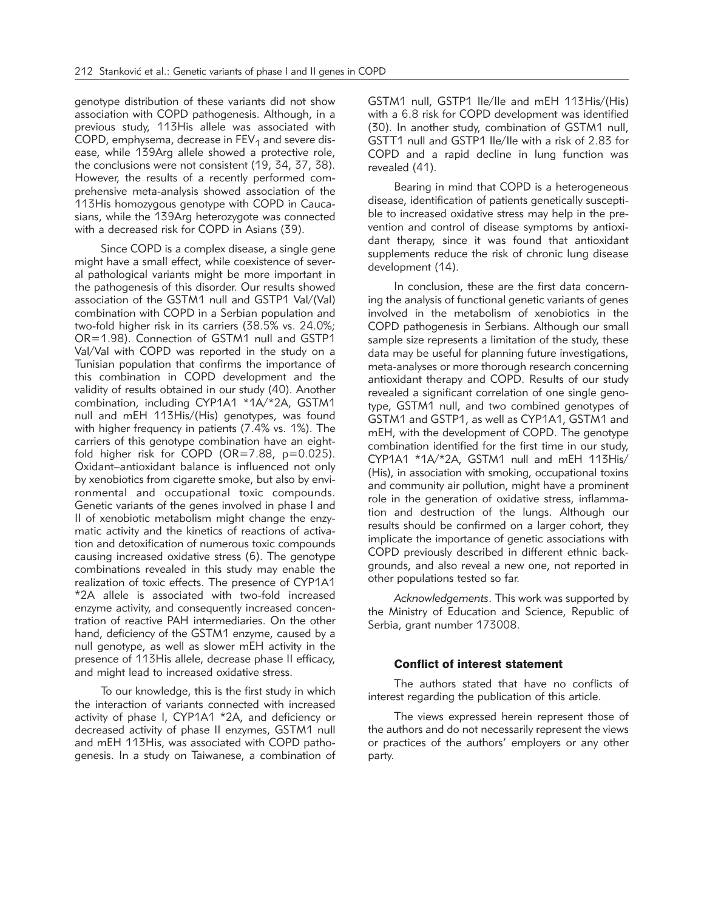genotype distribution of these variants did not show association with COPD pathogenesis. Although, in a previous study, 113His allele was associated with COPD, emphysema, decrease in $FEV_1$ and severe disease, while 139Arg allele showed a protective role, the conclusions were not consistent (19, 34, 37, 38). However, the results of a recently performed comprehensive meta-analysis showed association of the 113His homozygous genotype with COPD in Caucasians, while the 139Arg heterozygote was connected with a decreased risk for COPD in Asians (39).

Since COPD is a complex disease, a single gene might have a small effect, while coexistence of several pathological variants might be more important in the pathogenesis of this disorder. Our results showed association of the GSTM1 null and GSTP1 Val/(Val) combination with COPD in a Serbian population and two-fold higher risk in its carriers (38.5% vs. 24.0%; OR=1.98). Connection of GSTM1 null and GSTP1 Val/Val with COPD was reported in the study on a Tunisian population that confirms the importance of this combination in COPD development and the validity of results obtained in our study (40). Another combination, including CYP1A1 *1A/*2A, GSTM1 null and mEH 113His/(His) genotypes, was found with higher frequency in patients (7.4% vs. 1%). The carriers of this genotype combination have an eight-fold higher risk for COPD (OR=7.88, p=0.025). Oxidant–antioxidant balance is influenced not only by xenobiotics from cigarette smoke, but also by environmental and occupational toxic compounds. Genetic variants of the genes involved in phase I and II of xenobiotic metabolism might change the enzymatic activity and the kinetics of reactions of activation and detoxification of numerous toxic compounds causing increased oxidative stress (6). The genotype combinations revealed in this study may enable the realization of toxic effects. The presence of CYP1A1 *2A allele is associated with two-fold increased enzyme activity, and consequently increased concentration of reactive PAH intermediaries. On the other hand, deficiency of the GSTM1 enzyme, caused by a null genotype, as well as slower mEH activity in the presence of 113His allele, decrease phase II efficacy, and might lead to increased oxidative stress.

To our knowledge, this is the first study in which the interaction of variants connected with increased activity of phase I, CYP1A1 *2A, and deficiency or decreased activity of phase II enzymes, GSTM1 null and mEH 113His, was associated with COPD pathogenesis. In a study on Taiwanese, a combination of GSTM1 null, GSTP1 Ile/Ile and mEH 113His/(His) with a 6.8 risk for COPD development was identified (30). In another study, combination of GSTM1 null, GSTT1 null and GSTP1 Ile/Ile with a risk of 2.83 for COPD and a rapid decline in lung function was revealed (41).

Bearing in mind that COPD is a heterogeneous disease, identification of patients genetically susceptible to increased oxidative stress may help in the prevention and control of disease symptoms by antioxidant therapy, since it was found that antioxidant supplements reduce the risk of chronic lung disease development (14).

In conclusion, these are the first data concerning the analysis of functional genetic variants of genes involved in the metabolism of xenobiotics in the COPD pathogenesis in Serbians. Although our small sample size represents a limitation of the study, these data may be useful for planning future investigations, meta-analyses or more thorough research concerning antioxidant therapy and COPD. Results of our study revealed a significant correlation of one single genotype, GSTM1 null, and two combined genotypes of GSTM1 and GSTP1, as well as CYP1A1, GSTM1 and mEH, with the development of COPD. The genotype combination identified for the first time in our study, CYP1A1 *1A/*2A, GSTM1 null and mEH 113His/(His), in association with smoking, occupational toxins and community air pollution, might have a prominent role in the generation of oxidative stress, inflammation and destruction of the lungs. Although our results should be confirmed on a larger cohort, they implicate the importance of genetic associations with COPD previously described in different ethnic backgrounds, and also reveal a new one, not reported in other populations tested so far.

*Acknowledgements*. This work was supported by the Ministry of Education and Science, Republic of Serbia, grant number 173008.

### Conflict of interest statement

The authors stated that have no conflicts of interest regarding the publication of this article.

The views expressed herein represent those of the authors and do not necessarily represent the views or practices of the authors' employers or any other party.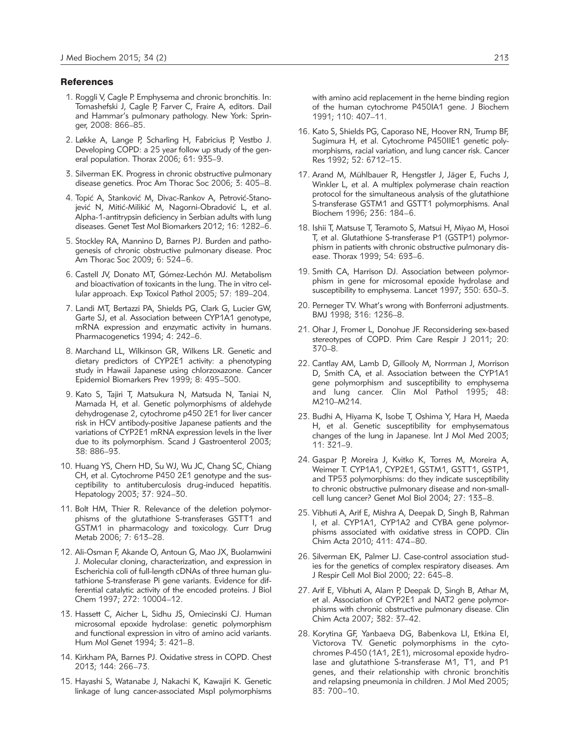## References

1. Roggli V, Cagle P. Emphysema and chronic bronchitis. In: Tomashefski J, Cagle P, Farver C, Fraire A, editors. Dail and Hammar's pulmonary pathology. New York: Springer, 2008: 866–85.
2. Løkke A, Lange P, Scharling H, Fabricius P, Vestbo J. Developing COPD: a 25 year follow up study of the general population. Thorax 2006; 61: 935–9.
3. Silverman EK. Progress in chronic obstructive pulmonary disease genetics. Proc Am Thorac Soc 2006; 3: 405–8.
4. Topić A, Stanković M, Divac-Rankov A, Petrović-Stanojević N, Mitić-Milikić M, Nagorni-Obradović L, et al. Alpha-1-antitrypsin deficiency in Serbian adults with lung diseases. Genet Test Mol Biomarkers 2012; 16: 1282–6.
5. Stockley RA, Mannino D, Barnes PJ. Burden and pathogenesis of chronic obstructive pulmonary disease. Proc Am Thorac Soc 2009; 6: 524–6.
6. Castell JV, Donato MT, Gómez-Lechón MJ. Metabolism and bioactivation of toxicants in the lung. The in vitro cellular approach. Exp Toxicol Pathol 2005; 57: 189–204.
7. Landi MT, Bertazzi PA, Shields PG, Clark G, Lucier GW, Garte SJ, et al. Association between CYP1A1 genotype, mRNA expression and enzymatic activity in humans. Pharmacogenetics 1994; 4: 242–6.
8. Marchand LL, Wilkinson GR, Wilkens LR. Genetic and dietary predictors of CYP2E1 activity: a phenotyping study in Hawaii Japanese using chlorzoxazone. Cancer Epidemiol Biomarkers Prev 1999; 8: 495–500.
9. Kato S, Tajiri T, Matsukura N, Matsuda N, Taniai N, Mamada H, et al. Genetic polymorphisms of aldehyde dehydrogenase 2, cytochrome p450 2E1 for liver cancer risk in HCV antibody-positive Japanese patients and the variations of CYP2E1 mRNA expression levels in the liver due to its polymorphism. Scand J Gastroenterol 2003; 38: 886–93.
10. Huang YS, Chern HD, Su WJ, Wu JC, Chang SC, Chiang CH, et al. Cytochrome P450 2E1 genotype and the susceptibility to antituberculosis drug-induced hepatitis. Hepatology 2003; 37: 924–30.
11. Bolt HM, Thier R. Relevance of the deletion polymorphisms of the glutathione S-transferases GSTT1 and GSTM1 in pharmacology and toxicology. Curr Drug Metab 2006; 7: 613–28.
12. Ali-Osman F, Akande O, Antoun G, Mao JX, Buolamwini J. Molecular cloning, characterization, and expression in Escherichia coli of full-length cDNAs of three human glutathione S-transferase Pi gene variants. Evidence for differential catalytic activity of the encoded proteins. J Biol Chem 1997; 272: 10004–12.
13. Hassett C, Aicher L, Sidhu JS, Omiecinski CJ. Human microsomal epoxide hydrolase: genetic polymorphism and functional expression in vitro of amino acid variants. Hum Mol Genet 1994; 3: 421–8.
14. Kirkham PA, Barnes PJ. Oxidative stress in COPD. Chest 2013; 144: 266–73.
15. Hayashi S, Watanabe J, Nakachi K, Kawajiri K. Genetic linkage of lung cancer-associated MspI polymorphisms with amino acid replacement in the heme binding region of the human cytochrome P450IA1 gene. J Biochem 1991; 110: 407–11.
16. Kato S, Shields PG, Caporaso NE, Hoover RN, Trump BF, Sugimura H, et al. Cytochrome P450IIE1 genetic polymorphisms, racial variation, and lung cancer risk. Cancer Res 1992; 52: 6712–15.
17. Arand M, Mühlbauer R, Hengstler J, Jäger E, Fuchs J, Winkler L, et al. A multiplex polymerase chain reaction protocol for the simultaneous analysis of the glutathione S-transferase GSTM1 and GSTT1 polymorphisms. Anal Biochem 1996; 236: 184–6.
18. Ishii T, Matsuse T, Teramoto S, Matsui H, Miyao M, Hosoi T, et al. Glutathione S-transferase P1 (GSTP1) polymorphism in patients with chronic obstructive pulmonary disease. Thorax 1999; 54: 693–6.
19. Smith CA, Harrison DJ. Association between polymorphism in gene for microsomal epoxide hydrolase and susceptibility to emphysema. Lancet 1997; 350: 630–3.
20. Perneger TV. What's wrong with Bonferroni adjustments. BMJ 1998; 316: 1236–8.
21. Ohar J, Fromer L, Donohue JF. Reconsidering sex-based stereotypes of COPD. Prim Care Respir J 2011; 20: 370–8.
22. Cantlay AM, Lamb D, Gillooly M, Norrman J, Morrison D, Smith CA, et al. Association between the CYP1A1 gene polymorphism and susceptibility to emphysema and lung cancer. Clin Mol Pathol 1995; 48: M210–M214.
23. Budhi A, Hiyama K, Isobe T, Oshima Y, Hara H, Maeda H, et al. Genetic susceptibility for emphysematous changes of the lung in Japanese. Int J Mol Med 2003; 11: 321–9.
24. Gaspar P, Moreira J, Kvitko K, Torres M, Moreira A, Weimer T. CYP1A1, CYP2E1, GSTM1, GSTT1, GSTP1, and TP53 polymorphisms: do they indicate susceptibility to chronic obstructive pulmonary disease and non-small-cell lung cancer? Genet Mol Biol 2004; 27: 133–8.
25. Vibhuti A, Arif E, Mishra A, Deepak D, Singh B, Rahman I, et al. CYP1A1, CYP1A2 and CYBA gene polymorphisms associated with oxidative stress in COPD. Clin Chim Acta 2010; 411: 474–80.
26. Silverman EK, Palmer LJ. Case-control association studies for the genetics of complex respiratory diseases. Am J Respir Cell Mol Biol 2000; 22: 645–8.
27. Arif E, Vibhuti A, Alam P, Deepak D, Singh B, Athar M, et al. Association of CYP2E1 and NAT2 gene polymorphisms with chronic obstructive pulmonary disease. Clin Chim Acta 2007; 382: 37–42.
28. Korytina GF, Yanbaeva DG, Babenkova LI, Etkina EI, Victorova TV. Genetic polymorphisms in the cytochromes P-450 (1A1, 2E1), microsomal epoxide hydrolase and glutathione S-transferase M1, T1, and P1 genes, and their relationship with chronic bronchitis and relapsing pneumonia in children. J Mol Med 2005; 83: 700–10.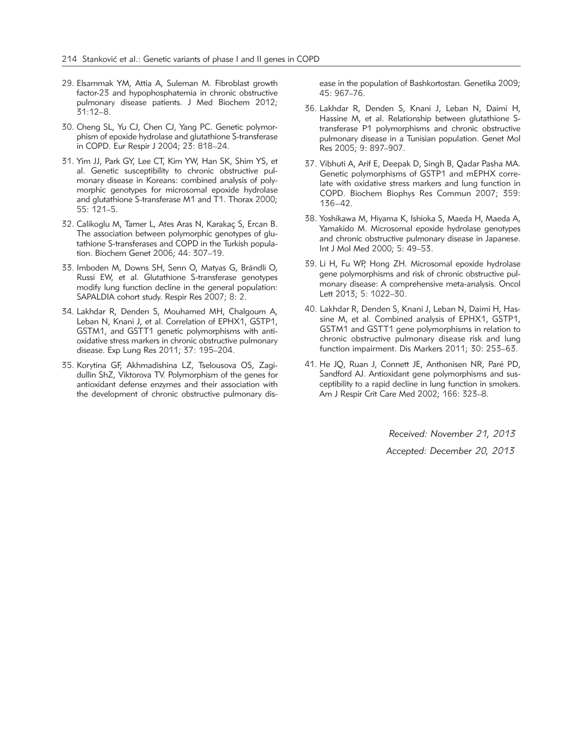29. Elsammak YM, Attia A, Suleman M. Fibroblast growth factor-23 and hypophosphatemia in chronic obstructive pulmonary disease patients. J Med Biochem 2012; 31:12–8.

30. Cheng SL, Yu CJ, Chen CJ, Yang PC. Genetic polymorphism of epoxide hydrolase and glutathione S-transferase in COPD. Eur Respir J 2004; 23: 818–24.

31. Yim JJ, Park GY, Lee CT, Kim YW, Han SK, Shim YS, et al. Genetic susceptibility to chronic obstructive pulmonary disease in Koreans: combined analysis of polymorphic genotypes for microsomal epoxide hydrolase and glutathione S-transferase M1 and T1. Thorax 2000; 55: 121–5.

32. Calikoglu M, Tamer L, Ates Aras N, Karakaç S, Ercan B. The association between polymorphic genotypes of glutathione S-transferases and COPD in the Turkish population. Biochem Genet 2006; 44: 307–19.

33. Imboden M, Downs SH, Senn O, Matyas G, Brändli O, Russi EW, et al. Glutathione S-transferase genotypes modify lung function decline in the general population: SAPALDIA cohort study. Respir Res 2007; 8: 2.

34. Lakhdar R, Denden S, Mouhamed MH, Chalgoum A, Leban N, Knani J, et al. Correlation of EPHX1, GSTP1, GSTM1, and GSTT1 genetic polymorphisms with antioxidative stress markers in chronic obstructive pulmonary disease. Exp Lung Res 2011; 37: 195–204.

35. Korytina GF, Akhmadishina LZ, Tselousova OS, Zagidullin ShZ, Viktorova TV. Polymorphism of the genes for antioxidant defense enzymes and their association with the development of chronic obstructive pulmonary disease in the population of Bashkortostan. Genetika 2009; 45: 967–76.

36. Lakhdar R, Denden S, Knani J, Leban N, Daimi H, Hassine M, et al. Relationship between glutathione S-transferase P1 polymorphisms and chronic obstructive pulmonary disease in a Tunisian population. Genet Mol Res 2005; 9: 897–907.

37. Vibhuti A, Arif E, Deepak D, Singh B, Qadar Pasha MA. Genetic polymorphisms of GSTP1 and mEPHX correlate with oxidative stress markers and lung function in COPD. Biochem Biophys Res Commun 2007; 359: 136–42.

38. Yoshikawa M, Hiyama K, Ishioka S, Maeda H, Maeda A, Yamakido M. Microsomal epoxide hydrolase genotypes and chronic obstructive pulmonary disease in Japanese. Int J Mol Med 2000; 5: 49–53.

39. Li H, Fu WP, Hong ZH. Microsomal epoxide hydrolase gene polymorphisms and risk of chronic obstructive pulmonary disease: A comprehensive meta-analysis. Oncol Lett 2013; 5: 1022–30.

40. Lakhdar R, Denden S, Knani J, Leban N, Daimi H, Hassine M, et al. Combined analysis of EPHX1, GSTP1, GSTM1 and GSTT1 gene polymorphisms in relation to chronic obstructive pulmonary disease risk and lung function impairment. Dis Markers 2011; 30: 253–63.

41. He JQ, Ruan J, Connett JE, Anthonisen NR, Paré PD, Sandford AJ. Antioxidant gene polymorphisms and susceptibility to a rapid decline in lung function in smokers. Am J Respir Crit Care Med 2002; 166: 323–8.

*Received: November 21, 2013*

*Accepted: December 20, 2013*